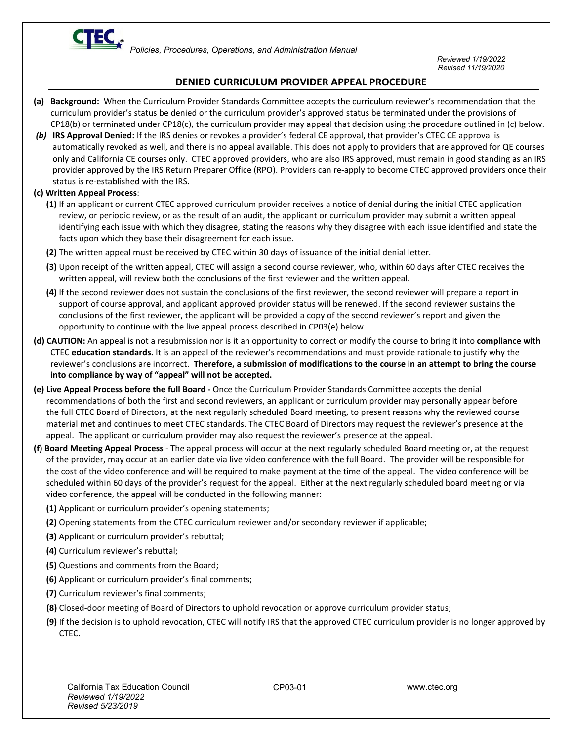## DENIED CURRICULUM PROVIDER APPEAL PROCEDURE

**(a) Background:** When the Curriculum Provider Standards Committee accepts the curriculum reviewer's recommendation that the curriculum provider's status be denied or the curriculum provider's approved status be terminated under the provisions of CP18(b) or terminated under CP18(c), the curriculum provider may appeal that decision using the procedure outlined in (c) below.

***(b)* IRS Approval Denied:** If the IRS denies or revokes a provider's federal CE approval, that provider's CTEC CE approval is automatically revoked as well, and there is no appeal available. This does not apply to providers that are approved for QE courses only and California CE courses only. CTEC approved providers, who are also IRS approved, must remain in good standing as an IRS provider approved by the IRS Return Preparer Office (RPO). Providers can re-apply to become CTEC approved providers once their status is re-established with the IRS.

**(c) Written Appeal Process**:

**(1)** If an applicant or current CTEC approved curriculum provider receives a notice of denial during the initial CTEC application review, or periodic review, or as the result of an audit, the applicant or curriculum provider may submit a written appeal identifying each issue with which they disagree, stating the reasons why they disagree with each issue identified and state the facts upon which they base their disagreement for each issue.

**(2)** The written appeal must be received by CTEC within 30 days of issuance of the initial denial letter.

**(3)** Upon receipt of the written appeal, CTEC will assign a second course reviewer, who, within 60 days after CTEC receives the written appeal, will review both the conclusions of the first reviewer and the written appeal.

**(4)** If the second reviewer does not sustain the conclusions of the first reviewer, the second reviewer will prepare a report in support of course approval, and applicant approved provider status will be renewed. If the second reviewer sustains the conclusions of the first reviewer, the applicant will be provided a copy of the second reviewer's report and given the opportunity to continue with the live appeal process described in CP03(e) below.

**(d) CAUTION:** An appeal is not a resubmission nor is it an opportunity to correct or modify the course to bring it into **compliance with** CTEC **education standards.** It is an appeal of the reviewer's recommendations and must provide rationale to justify why the reviewer's conclusions are incorrect. **Therefore, a submission of modifications to the course in an attempt to bring the course into compliance by way of "appeal" will not be accepted.**

**(e) Live Appeal Process before the full Board -** Once the Curriculum Provider Standards Committee accepts the denial recommendations of both the first and second reviewers, an applicant or curriculum provider may personally appear before the full CTEC Board of Directors, at the next regularly scheduled Board meeting, to present reasons why the reviewed course material met and continues to meet CTEC standards. The CTEC Board of Directors may request the reviewer's presence at the appeal. The applicant or curriculum provider may also request the reviewer's presence at the appeal.

**(f) Board Meeting Appeal Process** - The appeal process will occur at the next regularly scheduled Board meeting or, at the request of the provider, may occur at an earlier date via live video conference with the full Board. The provider will be responsible for the cost of the video conference and will be required to make payment at the time of the appeal. The video conference will be scheduled within 60 days of the provider's request for the appeal. Either at the next regularly scheduled board meeting or via video conference, the appeal will be conducted in the following manner:

**(1)** Applicant or curriculum provider's opening statements;

**(2)** Opening statements from the CTEC curriculum reviewer and/or secondary reviewer if applicable;

**(3)** Applicant or curriculum provider's rebuttal;

**(4)** Curriculum reviewer's rebuttal;

**(5)** Questions and comments from the Board;

**(6)** Applicant or curriculum provider's final comments;

**(7)** Curriculum reviewer's final comments;

**(8)** Closed-door meeting of Board of Directors to uphold revocation or approve curriculum provider status;

**(9)** If the decision is to uphold revocation, CTEC will notify IRS that the approved CTEC curriculum provider is no longer approved by CTEC.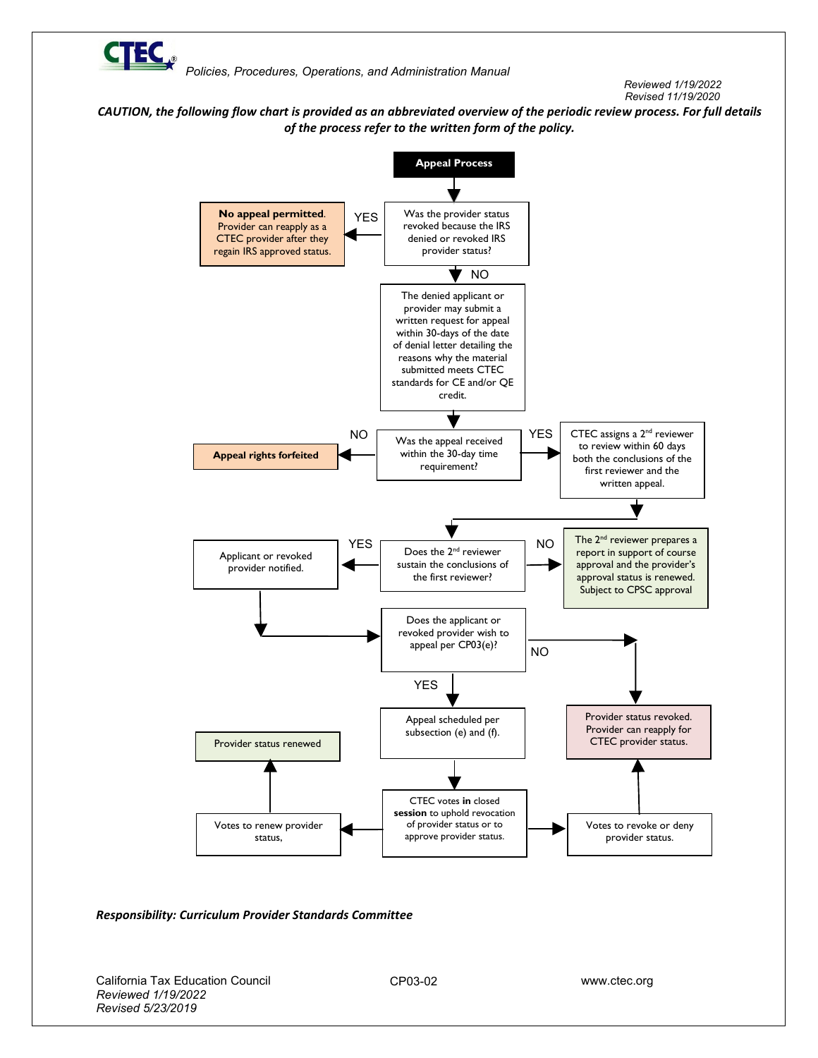*CAUTION, the following flow chart is provided as an abbreviated overview of the periodic review process. For full details of the process refer to the written form of the policy.*

**Appeal Process**

Was the provider status revoked because the IRS denied or revoked IRS provider status?

- YES → **No appeal permitted**. Provider can reapply as a CTEC provider after they regain IRS approved status.
- NO → The denied applicant or provider may submit a written request for appeal within 30-days of the date of denial letter detailing the reasons why the material submitted meets CTEC standards for CE and/or QE credit.

Was the appeal received within the 30-day time requirement?

- NO → **Appeal rights forfeited**
- YES → CTEC assigns a 2nd reviewer to review within 60 days both the conclusions of the first reviewer and the written appeal.

Does the 2nd reviewer sustain the conclusions of the first reviewer?

- NO → The 2nd reviewer prepares a report in support of course approval and the provider's approval status is renewed. Subject to CPSC approval
- YES → Applicant or revoked provider notified.

Does the applicant or revoked provider wish to appeal per CP03(e)?

- NO → Provider status revoked. Provider can reapply for CTEC provider status.
- YES → Appeal scheduled per subsection (e) and (f).

CTEC votes **in** closed **session** to uphold revocation of provider status or to approve provider status.

- Votes to renew provider status, → Provider status renewed
- Votes to revoke or deny provider status. → Provider status revoked. Provider can reapply for CTEC provider status.

***Responsibility: Curriculum Provider Standards Committee***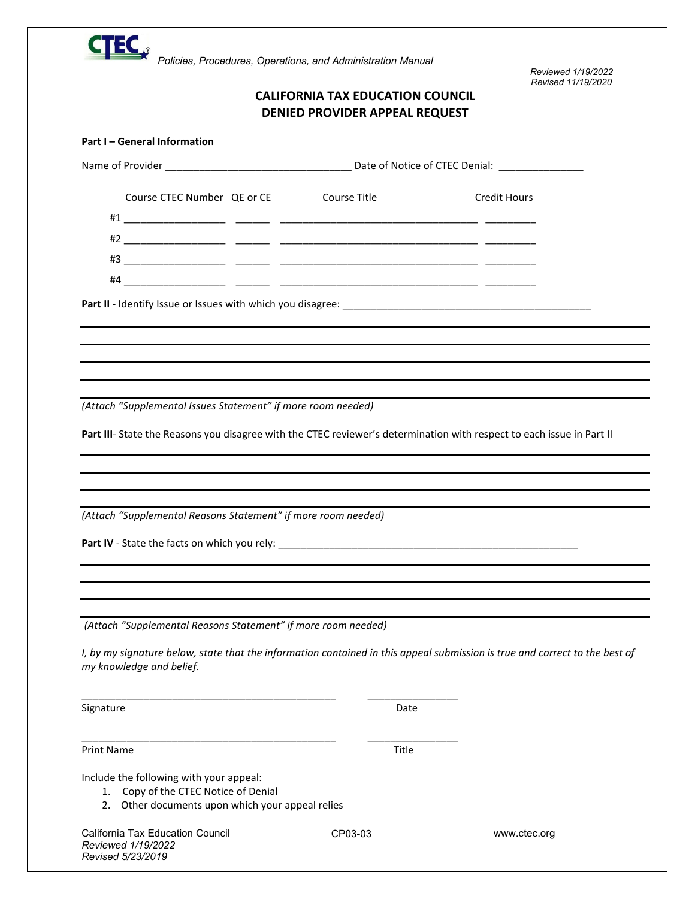Policies, Procedures, Operations, and Administration Manual

*Reviewed 1/19/2022*
*Revised 11/19/2020*

# CALIFORNIA TAX EDUCATION COUNCIL
# DENIED PROVIDER APPEAL REQUEST

**Part I – General Information**

Name of Provider ________________________________ Date of Notice of CTEC Denial: _______________

| | Course CTEC Number | QE or CE | Course Title | Credit Hours |
|---|---|---|---|---|
| #1 | __________________ | ______ | ____________________________________ | _________ |
| #2 | __________________ | ______ | ____________________________________ | _________ |
| #3 | __________________ | ______ | ____________________________________ | _________ |
| #4 | __________________ | ______ | ____________________________________ | _________ |

**Part II** - Identify Issue or Issues with which you disagree: ____________________________________________

_____________________________________________________________________________

_____________________________________________________________________________

_____________________________________________________________________________

_____________________________________________________________________________

_____________________________________________________________________________

*(Attach "Supplemental Issues Statement" if more room needed)*

**Part III**- State the Reasons you disagree with the CTEC reviewer's determination with respect to each issue in Part II

_____________________________________________________________________________

_____________________________________________________________________________

_____________________________________________________________________________

_____________________________________________________________________________

*(Attach "Supplemental Reasons Statement" if more room needed)*

**Part IV** - State the facts on which you rely: _______________________________________________________

_____________________________________________________________________________

_____________________________________________________________________________

_____________________________________________________________________________

_____________________________________________________________________________

*(Attach "Supplemental Reasons Statement" if more room needed)*

*I, by my signature below, state that the information contained in this appeal submission is true and correct to the best of my knowledge and belief.*

_____________________________________________ ________________
Signature Date

_____________________________________________ ________________
Print Name Title

Include the following with your appeal:

1. Copy of the CTEC Notice of Denial
2. Other documents upon which your appeal relies

California Tax Education Council CP03-03 www.ctec.org
*Reviewed 1/19/2022*
*Revised 5/23/2019*